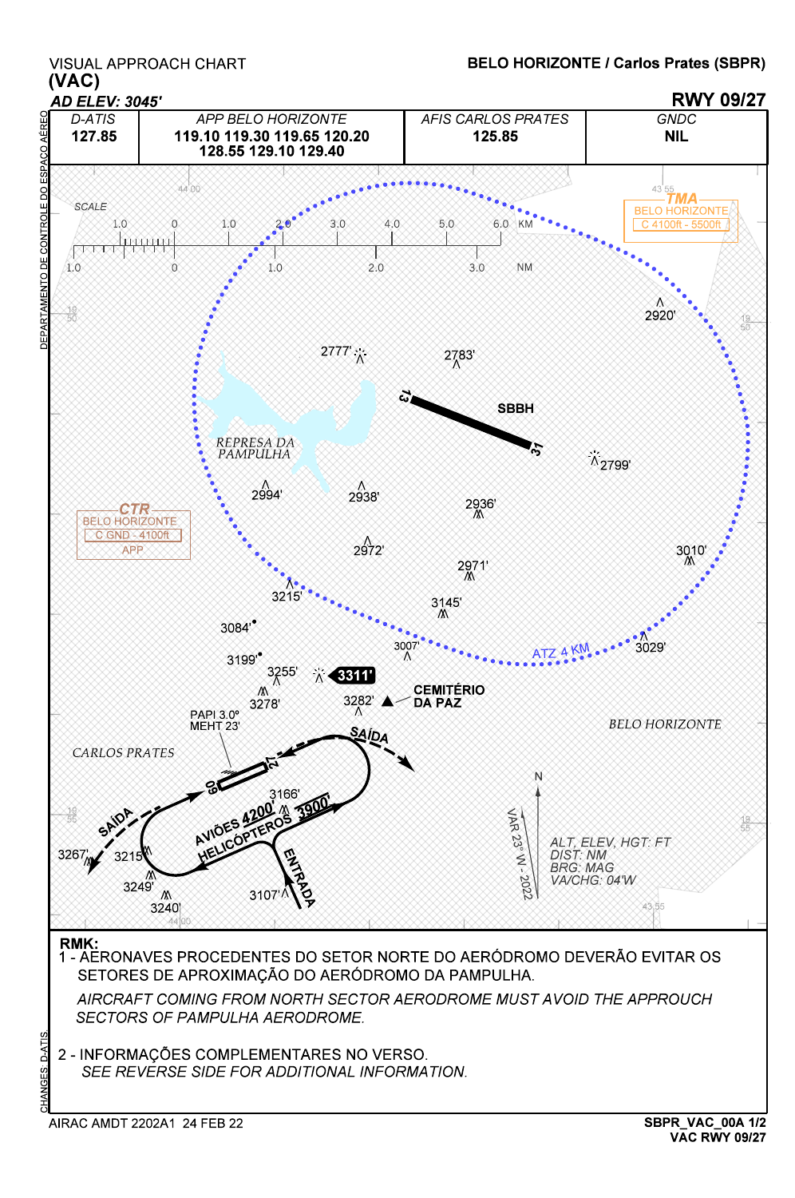# VISUAL APPROACH CHART (VAC)

**BELO HORIZONTE / Carlos Prates (SBPR)**

*AD ELEV: 3045'*

**RWY 09/27**

| D-ATIS | APP BELO HORIZONTE | AFIS CARLOS PRATES | GNDC |
|---|---|---|---|
| 127.85 | 119.10 119.30 119.65 120.20 128.55 129.10 129.40 | 125.85 | NIL |

SCALE: 1.0 0 1.0 2.0 3.0 4.0 5.0 6.0 KM / 1.0 0 1.0 2.0 3.0 NM

TMA BELO HORIZONTE C 4100ft - 5500ft

CTR BELO HORIZONTE C GND - 4100ft APP

REPRESA DA PAMPULHA

SBBH 13 31

ATZ 4 KM

2920' 2777' 2783' 2799' 2994' 2938' 2936' 2972' 2971' 3010' 3215' 3145' 3084' 3007' 3029' 3199' 3255' 3311' 3278' 3282' CEMITÉRIO DA PAZ

PAPI 3.0° MEHT 23'

BELO HORIZONTE

CARLOS PRATES

09 27 SAÍDA SAÍDA ENTRADA

AVIÕES 4200' HELICÓPTEROS 3900'

3166' 3267' 3215' 3249' 3240' 3107'

N VAR 23° W - 2022

ALT, ELEV, HGT: FT
DIST: NM
BRG: MAG
VA/CHG: 04'W

**RMK:**

1 - AERONAVES PROCEDENTES DO SETOR NORTE DO AERÓDROMO DEVERÃO EVITAR OS SETORES DE APROXIMAÇÃO DO AERÓDROMO DA PAMPULHA.

*AIRCRAFT COMING FROM NORTH SECTOR AERODROME MUST AVOID THE APPROUCH SECTORS OF PAMPULHA AERODROME.*

2 - INFORMAÇÕES COMPLEMENTARES NO VERSO.

*SEE REVERSE SIDE FOR ADDITIONAL INFORMATION.*

AIRAC AMDT 2202A1 24 FEB 22

**SBPR_VAC_00A 1/2**
**VAC RWY 09/27**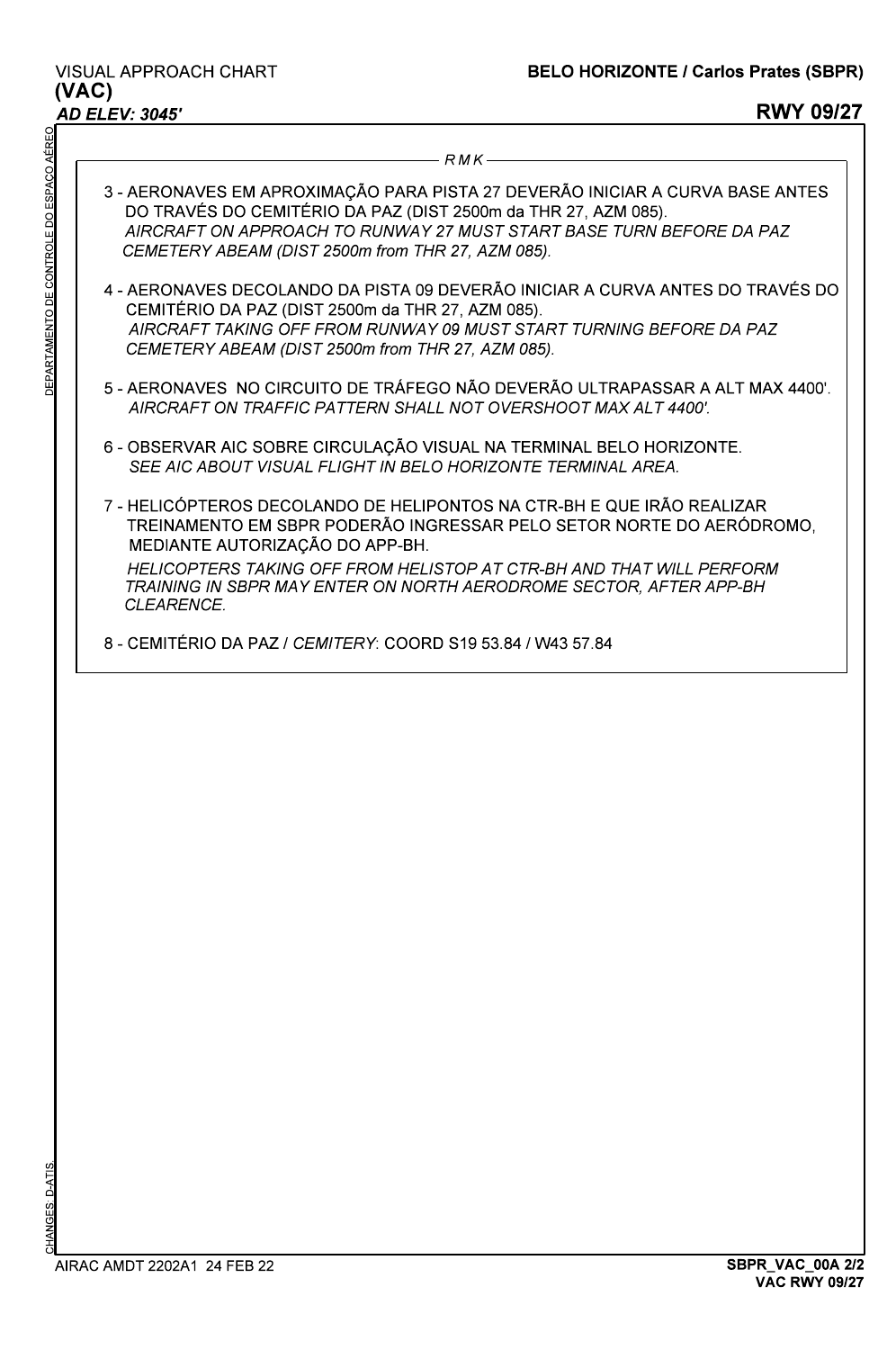VISUAL APPROACH CHART
**(VAC)**
***AD ELEV: 3045'***

**BELO HORIZONTE / Carlos Prates (SBPR)**

**RWY 09/27**

*RMK*

3 - AERONAVES EM APROXIMAÇÃO PARA PISTA 27 DEVERÃO INICIAR A CURVA BASE ANTES DO TRAVÉS DO CEMITÉRIO DA PAZ (DIST 2500m da THR 27, AZM 085).
*AIRCRAFT ON APPROACH TO RUNWAY 27 MUST START BASE TURN BEFORE DA PAZ CEMETERY ABEAM (DIST 2500m from THR 27, AZM 085).*

4 - AERONAVES DECOLANDO DA PISTA 09 DEVERÃO INICIAR A CURVA ANTES DO TRAVÉS DO CEMITÉRIO DA PAZ (DIST 2500m da THR 27, AZM 085).
*AIRCRAFT TAKING OFF FROM RUNWAY 09 MUST START TURNING BEFORE DA PAZ CEMETERY ABEAM (DIST 2500m from THR 27, AZM 085).*

5 - AERONAVES NO CIRCUITO DE TRÁFEGO NÃO DEVERÃO ULTRAPASSAR A ALT MAX 4400'.
*AIRCRAFT ON TRAFFIC PATTERN SHALL NOT OVERSHOOT MAX ALT 4400'.*

6 - OBSERVAR AIC SOBRE CIRCULAÇÃO VISUAL NA TERMINAL BELO HORIZONTE.
*SEE AIC ABOUT VISUAL FLIGHT IN BELO HORIZONTE TERMINAL AREA.*

7 - HELICÓPTEROS DECOLANDO DE HELIPONTOS NA CTR-BH E QUE IRÃO REALIZAR TREINAMENTO EM SBPR PODERÃO INGRESSAR PELO SETOR NORTE DO AERÓDROMO, MEDIANTE AUTORIZAÇÃO DO APP-BH.
*HELICOPTERS TAKING OFF FROM HELISTOP AT CTR-BH AND THAT WILL PERFORM TRAINING IN SBPR MAY ENTER ON NORTH AERODROME SECTOR, AFTER APP-BH CLEARENCE.*

8 - CEMITÉRIO DA PAZ / *CEMITERY*: COORD S19 53.84 / W43 57.84

AIRAC AMDT 2202A1 24 FEB 22

**SBPR_VAC_00A**
**VAC RWY 09/27**